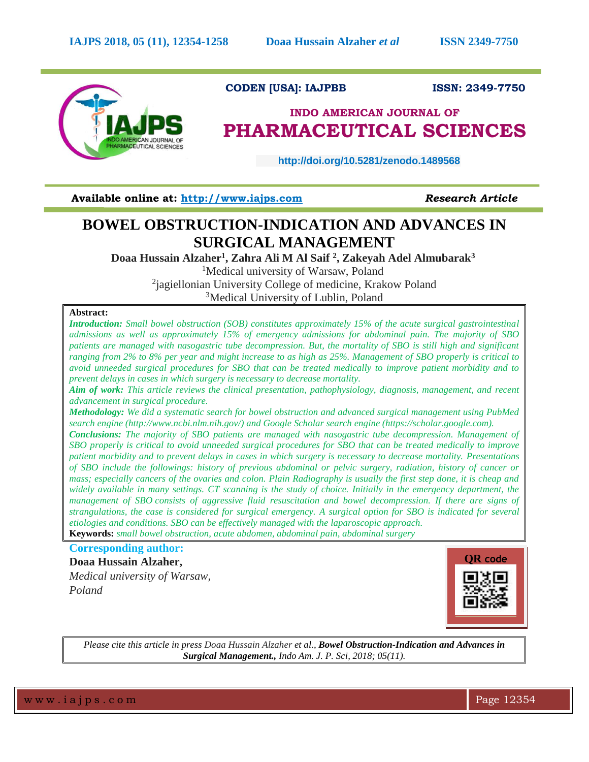CODEN [USA]: IAJPBB ISSN: 2349-7750

**INDO AMERICAN JOURNAL OF**
**PHARMACEUTICAL SCIENCES**

http://doi.org/10.5281/zenodo.1489568

**Available online at: http://www.iajps.com** ***Research Article***

# BOWEL OBSTRUCTION-INDICATION AND ADVANCES IN SURGICAL MANAGEMENT

**Doaa Hussain Alzaher[1], Zahra Ali M Al Saif [2], Zakeyah Adel Almubarak[3]**

[1]Medical university of Warsaw, Poland

[2]jagiellonian University College of medicine, Krakow Poland

[3]Medical University of Lublin, Poland

**Abstract:**

***Introduction:*** *Small bowel obstruction (SOB) constitutes approximately 15% of the acute surgical gastrointestinal admissions as well as approximately 15% of emergency admissions for abdominal pain. The majority of SBO patients are managed with nasogastric tube decompression. But, the mortality of SBO is still high and significant ranging from 2% to 8% per year and might increase to as high as 25%. Management of SBO properly is critical to avoid unneeded surgical procedures for SBO that can be treated medically to improve patient morbidity and to prevent delays in cases in which surgery is necessary to decrease mortality.*

***Aim of work:*** *This article reviews the clinical presentation, pathophysiology, diagnosis, management, and recent advancement in surgical procedure.*

***Methodology:*** *We did a systematic search for bowel obstruction and advanced surgical management using PubMed search engine (http://www.ncbi.nlm.nih.gov/) and Google Scholar search engine (https://scholar.google.com).*

***Conclusions:*** *The majority of SBO patients are managed with nasogastric tube decompression. Management of SBO properly is critical to avoid unneeded surgical procedures for SBO that can be treated medically to improve patient morbidity and to prevent delays in cases in which surgery is necessary to decrease mortality. Presentations of SBO include the followings: history of previous abdominal or pelvic surgery, radiation, history of cancer or mass; especially cancers of the ovaries and colon. Plain Radiography is usually the first step done, it is cheap and widely available in many settings. CT scanning is the study of choice. Initially in the emergency department, the management of SBO consists of aggressive fluid resuscitation and bowel decompression. If there are signs of strangulations, the case is considered for surgical emergency. A surgical option for SBO is indicated for several etiologies and conditions. SBO can be effectively managed with the laparoscopic approach.*

**Keywords:** *small bowel obstruction, acute abdomen, abdominal pain, abdominal surgery*

**Corresponding author:**

**Doaa Hussain Alzaher,**

*Medical university of Warsaw,*

*Poland*

QR code

*Please cite this article in press Doaa Hussain Alzaher et al.,* ***Bowel Obstruction-Indication and Advances in Surgical Management.,*** *Indo Am. J. P. Sci, 2018; 05(11).*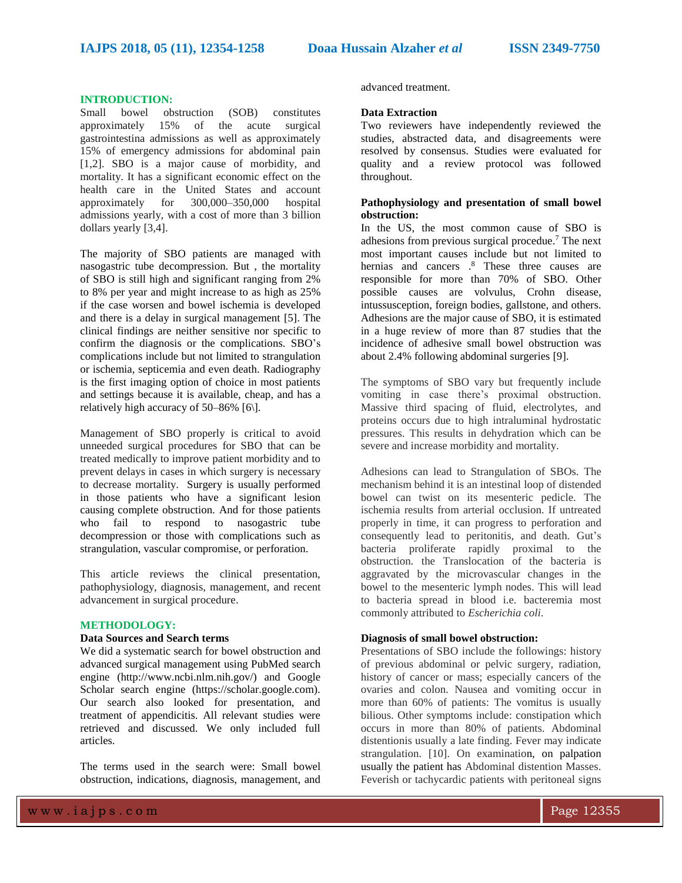## INTRODUCTION:

Small bowel obstruction (SOB) constitutes approximately 15% of the acute surgical gastrointestina admissions as well as approximately 15% of emergency admissions for abdominal pain [1,2]. SBO is a major cause of morbidity, and mortality. It has a significant economic effect on the health care in the United States and account approximately for 300,000–350,000 hospital admissions yearly, with a cost of more than 3 billion dollars yearly [3,4].

The majority of SBO patients are managed with nasogastric tube decompression. But , the mortality of SBO is still high and significant ranging from 2% to 8% per year and might increase to as high as 25% if the case worsen and bowel ischemia is developed and there is a delay in surgical management [5]. The clinical findings are neither sensitive nor specific to confirm the diagnosis or the complications. SBO's complications include but not limited to strangulation or ischemia, septicemia and even death. Radiography is the first imaging option of choice in most patients and settings because it is available, cheap, and has a relatively high accuracy of 50–86% [6\].

Management of SBO properly is critical to avoid unneeded surgical procedures for SBO that can be treated medically to improve patient morbidity and to prevent delays in cases in which surgery is necessary to decrease mortality. Surgery is usually performed in those patients who have a significant lesion causing complete obstruction. And for those patients who fail to respond to nasogastric tube decompression or those with complications such as strangulation, vascular compromise, or perforation.

This article reviews the clinical presentation, pathophysiology, diagnosis, management, and recent advancement in surgical procedure.

## METHODOLOGY:

### Data Sources and Search terms

We did a systematic search for bowel obstruction and advanced surgical management using PubMed search engine (http://www.ncbi.nlm.nih.gov/) and Google Scholar search engine (https://scholar.google.com). Our search also looked for presentation, and treatment of appendicitis. All relevant studies were retrieved and discussed. We only included full articles.

The terms used in the search were: Small bowel obstruction, indications, diagnosis, management, and advanced treatment.

### Data Extraction

Two reviewers have independently reviewed the studies, abstracted data, and disagreements were resolved by consensus. Studies were evaluated for quality and a review protocol was followed throughout.

### Pathophysiology and presentation of small bowel obstruction:

In the US, the most common cause of SBO is adhesions from previous surgical procedue.[7] The next most important causes include but not limited to hernias and cancers .[8] These three causes are responsible for more than 70% of SBO. Other possible causes are volvulus, Crohn disease, intussusception, foreign bodies, gallstone, and others. Adhesions are the major cause of SBO, it is estimated in a huge review of more than 87 studies that the incidence of adhesive small bowel obstruction was about 2.4% following abdominal surgeries [9].

The symptoms of SBO vary but frequently include vomiting in case there's proximal obstruction. Massive third spacing of fluid, electrolytes, and proteins occurs due to high intraluminal hydrostatic pressures. This results in dehydration which can be severe and increase morbidity and mortality.

Adhesions can lead to Strangulation of SBOs. The mechanism behind it is an intestinal loop of distended bowel can twist on its mesenteric pedicle. The ischemia results from arterial occlusion. If untreated properly in time, it can progress to perforation and consequently lead to peritonitis, and death. Gut's bacteria proliferate rapidly proximal to the obstruction. the Translocation of the bacteria is aggravated by the microvascular changes in the bowel to the mesenteric lymph nodes. This will lead to bacteria spread in blood i.e. bacteremia most commonly attributed to *Escherichia coli*.

### Diagnosis of small bowel obstruction:

Presentations of SBO include the followings: history of previous abdominal or pelvic surgery, radiation, history of cancer or mass; especially cancers of the ovaries and colon. Nausea and vomiting occur in more than 60% of patients: The vomitus is usually bilious. Other symptoms include: constipation which occurs in more than 80% of patients. Abdominal distentionis usually a late finding. Fever may indicate strangulation. [10]. On examination, on palpation usually the patient has Abdominal distention Masses. Feverish or tachycardic patients with peritoneal signs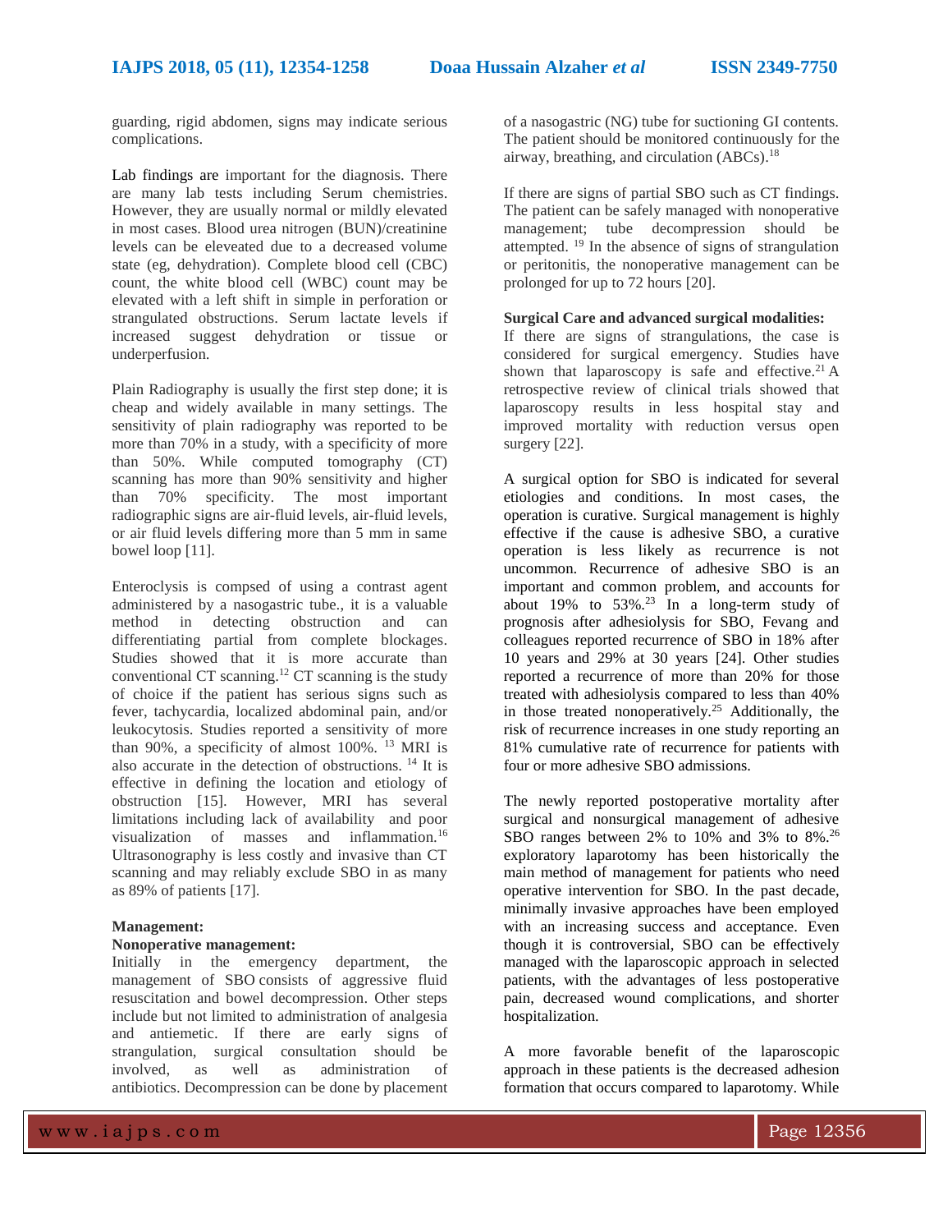guarding, rigid abdomen, signs may indicate serious complications.

Lab findings are important for the diagnosis. There are many lab tests including Serum chemistries. However, they are usually normal or mildly elevated in most cases. Blood urea nitrogen (BUN)/creatinine levels can be eleveated due to a decreased volume state (eg, dehydration). Complete blood cell (CBC) count, the white blood cell (WBC) count may be elevated with a left shift in simple in perforation or strangulated obstructions. Serum lactate levels if increased suggest dehydration or tissue or underperfusion.

Plain Radiography is usually the first step done; it is cheap and widely available in many settings. The sensitivity of plain radiography was reported to be more than 70% in a study, with a specificity of more than 50%. While computed tomography (CT) scanning has more than 90% sensitivity and higher than 70% specificity. The most important radiographic signs are air-fluid levels, air-fluid levels, or air fluid levels differing more than 5 mm in same bowel loop [11].

Enteroclysis is compsed of using a contrast agent administered by a nasogastric tube., it is a valuable method in detecting obstruction and can differentiating partial from complete blockages. Studies showed that it is more accurate than conventional CT scanning.[12] CT scanning is the study of choice if the patient has serious signs such as fever, tachycardia, localized abdominal pain, and/or leukocytosis. Studies reported a sensitivity of more than 90%, a specificity of almost 100%. [13] MRI is also accurate in the detection of obstructions. [14] It is effective in defining the location and etiology of obstruction [15]. However, MRI has several limitations including lack of availability and poor visualization of masses and inflammation.[16] Ultrasonography is less costly and invasive than CT scanning and may reliably exclude SBO in as many as 89% of patients [17].

## Management:

### Nonoperative management:

Initially in the emergency department, the management of SBO consists of aggressive fluid resuscitation and bowel decompression. Other steps include but not limited to administration of analgesia and antiemetic. If there are early signs of strangulation, surgical consultation should be involved, as well as administration of antibiotics. Decompression can be done by placement of a nasogastric (NG) tube for suctioning GI contents. The patient should be monitored continuously for the airway, breathing, and circulation (ABCs).[18]

If there are signs of partial SBO such as CT findings. The patient can be safely managed with nonoperative management; tube decompression should be attempted. [19] In the absence of signs of strangulation or peritonitis, the nonoperative management can be prolonged for up to 72 hours [20].

### Surgical Care and advanced surgical modalities:

If there are signs of strangulations, the case is considered for surgical emergency. Studies have shown that laparoscopy is safe and effective.[21] A retrospective review of clinical trials showed that laparoscopy results in less hospital stay and improved mortality with reduction versus open surgery [22].

A surgical option for SBO is indicated for several etiologies and conditions. In most cases, the operation is curative. Surgical management is highly effective if the cause is adhesive SBO, a curative operation is less likely as recurrence is not uncommon. Recurrence of adhesive SBO is an important and common problem, and accounts for about 19% to 53%.[23] In a long-term study of prognosis after adhesiolysis for SBO, Fevang and colleagues reported recurrence of SBO in 18% after 10 years and 29% at 30 years [24]. Other studies reported a recurrence of more than 20% for those treated with adhesiolysis compared to less than 40% in those treated nonoperatively.[25] Additionally, the risk of recurrence increases in one study reporting an 81% cumulative rate of recurrence for patients with four or more adhesive SBO admissions.

The newly reported postoperative mortality after surgical and nonsurgical management of adhesive SBO ranges between 2% to 10% and 3% to 8%.[26] exploratory laparotomy has been historically the main method of management for patients who need operative intervention for SBO. In the past decade, minimally invasive approaches have been employed with an increasing success and acceptance. Even though it is controversial, SBO can be effectively managed with the laparoscopic approach in selected patients, with the advantages of less postoperative pain, decreased wound complications, and shorter hospitalization.

A more favorable benefit of the laparoscopic approach in these patients is the decreased adhesion formation that occurs compared to laparotomy. While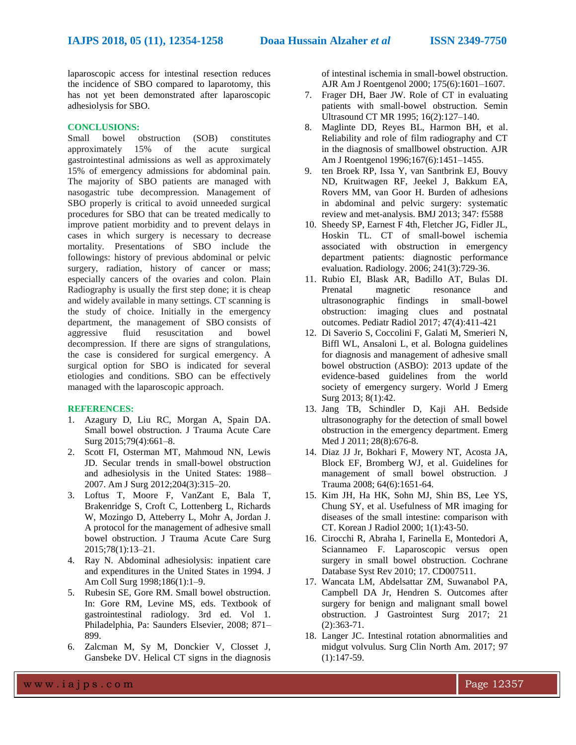laparoscopic access for intestinal resection reduces the incidence of SBO compared to laparotomy, this has not yet been demonstrated after laparoscopic adhesiolysis for SBO.

## CONCLUSIONS:

Small bowel obstruction (SOB) constitutes approximately 15% of the acute surgical gastrointestinal admissions as well as approximately 15% of emergency admissions for abdominal pain. The majority of SBO patients are managed with nasogastric tube decompression. Management of SBO properly is critical to avoid unneeded surgical procedures for SBO that can be treated medically to improve patient morbidity and to prevent delays in cases in which surgery is necessary to decrease mortality. Presentations of SBO include the followings: history of previous abdominal or pelvic surgery, radiation, history of cancer or mass; especially cancers of the ovaries and colon. Plain Radiography is usually the first step done; it is cheap and widely available in many settings. CT scanning is the study of choice. Initially in the emergency department, the management of SBO consists of aggressive fluid resuscitation and bowel decompression. If there are signs of strangulations, the case is considered for surgical emergency. A surgical option for SBO is indicated for several etiologies and conditions. SBO can be effectively managed with the laparoscopic approach.

## REFERENCES:

1. Azagury D, Liu RC, Morgan A, Spain DA. Small bowel obstruction. J Trauma Acute Care Surg 2015;79(4):661–8.
2. Scott FI, Osterman MT, Mahmoud NN, Lewis JD. Secular trends in small-bowel obstruction and adhesiolysis in the United States: 1988–2007. Am J Surg 2012;204(3):315–20.
3. Loftus T, Moore F, VanZant E, Bala T, Brakenridge S, Croft C, Lottenberg L, Richards W, Mozingo D, Atteberry L, Mohr A, Jordan J. A protocol for the management of adhesive small bowel obstruction. J Trauma Acute Care Surg 2015;78(1):13–21.
4. Ray N. Abdominal adhesiolysis: inpatient care and expenditures in the United States in 1994. J Am Coll Surg 1998;186(1):1–9.
5. Rubesin SE, Gore RM. Small bowel obstruction. In: Gore RM, Levine MS, eds. Textbook of gastrointestinal radiology. 3rd ed. Vol 1. Philadelphia, Pa: Saunders Elsevier, 2008; 871–899.
6. Zalcman M, Sy M, Donckier V, Closset J, Gansbeke DV. Helical CT signs in the diagnosis of intestinal ischemia in small-bowel obstruction. AJR Am J Roentgenol 2000; 175(6):1601–1607.
7. Frager DH, Baer JW. Role of CT in evaluating patients with small-bowel obstruction. Semin Ultrasound CT MR 1995; 16(2):127–140.
8. Maglinte DD, Reyes BL, Harmon BH, et al. Reliability and role of film radiography and CT in the diagnosis of smallbowel obstruction. AJR Am J Roentgenol 1996;167(6):1451–1455.
9. ten Broek RP, Issa Y, van Santbrink EJ, Bouvy ND, Kruitwagen RF, Jeekel J, Bakkum EA, Rovers MM, van Goor H. Burden of adhesions in abdominal and pelvic surgery: systematic review and met-analysis. BMJ 2013; 347: f5588
10. Sheedy SP, Earnest F 4th, Fletcher JG, Fidler JL, Hoskin TL. CT of small-bowel ischemia associated with obstruction in emergency department patients: diagnostic performance evaluation. Radiology. 2006; 241(3):729-36.
11. Rubio EI, Blask AR, Badillo AT, Bulas DI. Prenatal magnetic resonance and ultrasonographic findings in small-bowel obstruction: imaging clues and postnatal outcomes. Pediatr Radiol 2017; 47(4):411-421
12. Di Saverio S, Coccolini F, Galati M, Smerieri N, Biffl WL, Ansaloni L, et al. Bologna guidelines for diagnosis and management of adhesive small bowel obstruction (ASBO): 2013 update of the evidence-based guidelines from the world society of emergency surgery. World J Emerg Surg 2013; 8(1):42.
13. Jang TB, Schindler D, Kaji AH. Bedside ultrasonography for the detection of small bowel obstruction in the emergency department. Emerg Med J 2011; 28(8):676-8.
14. Diaz JJ Jr, Bokhari F, Mowery NT, Acosta JA, Block EF, Bromberg WJ, et al. Guidelines for management of small bowel obstruction. J Trauma 2008; 64(6):1651-64.
15. Kim JH, Ha HK, Sohn MJ, Shin BS, Lee YS, Chung SY, et al. Usefulness of MR imaging for diseases of the small intestine: comparison with CT. Korean J Radiol 2000; 1(1):43-50.
16. Cirocchi R, Abraha I, Farinella E, Montedori A, Sciannameo F. Laparoscopic versus open surgery in small bowel obstruction. Cochrane Database Syst Rev 2010; 17. CD007511.
17. Wancata LM, Abdelsattar ZM, Suwanabol PA, Campbell DA Jr, Hendren S. Outcomes after surgery for benign and malignant small bowel obstruction. J Gastrointest Surg 2017; 21 (2):363-71.
18. Langer JC. Intestinal rotation abnormalities and midgut volvulus. Surg Clin North Am. 2017; 97 (1):147-59.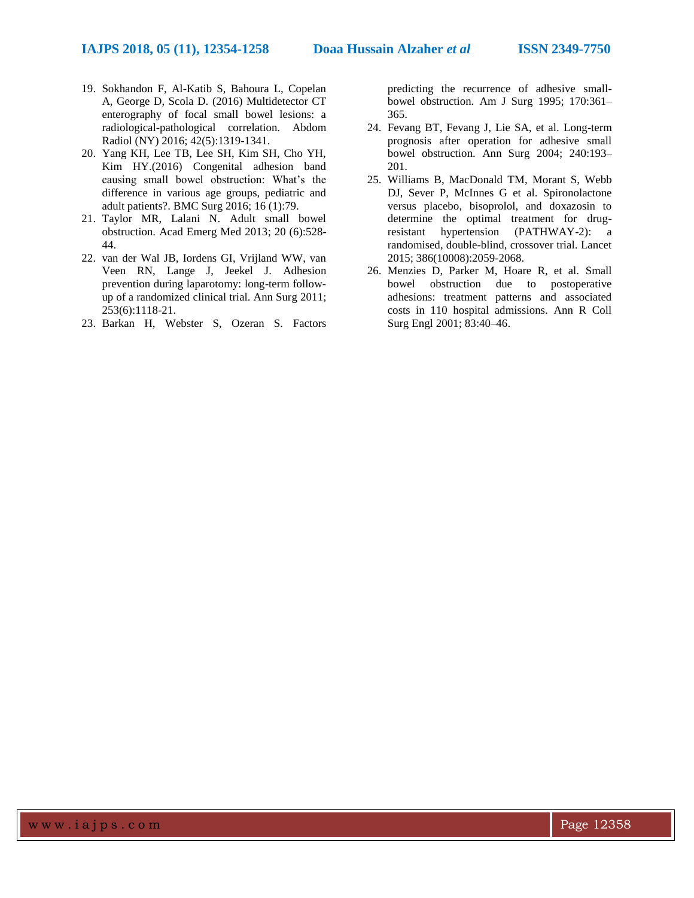19. Sokhandon F, Al-Katib S, Bahoura L, Copelan A, George D, Scola D. (2016) Multidetector CT enterography of focal small bowel lesions: a radiological-pathological correlation. Abdom Radiol (NY) 2016; 42(5):1319-1341.
20. Yang KH, Lee TB, Lee SH, Kim SH, Cho YH, Kim HY.(2016) Congenital adhesion band causing small bowel obstruction: What's the difference in various age groups, pediatric and adult patients?. BMC Surg 2016; 16 (1):79.
21. Taylor MR, Lalani N. Adult small bowel obstruction. Acad Emerg Med 2013; 20 (6):528-44.
22. van der Wal JB, Iordens GI, Vrijland WW, van Veen RN, Lange J, Jeekel J. Adhesion prevention during laparotomy: long-term follow-up of a randomized clinical trial. Ann Surg 2011; 253(6):1118-21.
23. Barkan H, Webster S, Ozeran S. Factors predicting the recurrence of adhesive small-bowel obstruction. Am J Surg 1995; 170:361–365.
24. Fevang BT, Fevang J, Lie SA, et al. Long-term prognosis after operation for adhesive small bowel obstruction. Ann Surg 2004; 240:193–201.
25. Williams B, MacDonald TM, Morant S, Webb DJ, Sever P, McInnes G et al. Spironolactone versus placebo, bisoprolol, and doxazosin to determine the optimal treatment for drug-resistant hypertension (PATHWAY-2): a randomised, double-blind, crossover trial. Lancet 2015; 386(10008):2059-2068.
26. Menzies D, Parker M, Hoare R, et al. Small bowel obstruction due to postoperative adhesions: treatment patterns and associated costs in 110 hospital admissions. Ann R Coll Surg Engl 2001; 83:40–46.